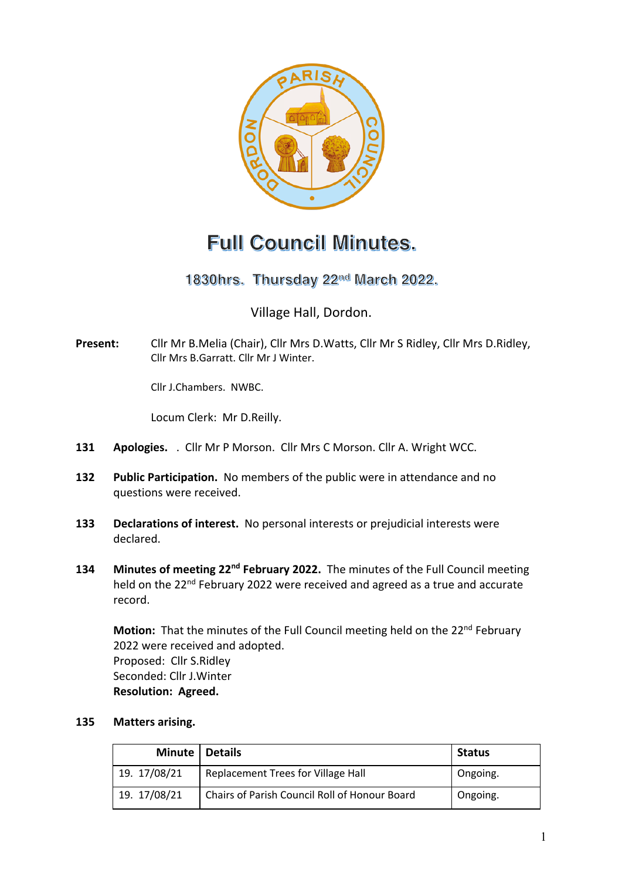# Full Council Minutes.

## 1830hrs. Thursday 22nd March 2022.

Village Hall, Dordon.

**Present:** Cllr Mr B.Melia (Chair), Cllr Mrs D.Watts, Cllr Mr S Ridley, Cllr Mrs D.Ridley, Cllr Mrs B.Garratt. Cllr Mr J Winter.

Cllr J.Chambers. NWBC.

Locum Clerk: Mr D.Reilly.

**131 Apologies.** . Cllr Mr P Morson. Cllr Mrs C Morson. Cllr A. Wright WCC.

**132 Public Participation.** No members of the public were in attendance and no questions were received.

**133 Declarations of interest.** No personal interests or prejudicial interests were declared.

**134 Minutes of meeting 22nd February 2022.** The minutes of the Full Council meeting held on the 22nd February 2022 were received and agreed as a true and accurate record.

**Motion:** That the minutes of the Full Council meeting held on the 22nd February 2022 were received and adopted.
Proposed: Cllr S.Ridley
Seconded: Cllr J.Winter
**Resolution: Agreed.**

**135 Matters arising.**

| Minute | Details | Status |
|---|---|---|
| 19. 17/08/21 | Replacement Trees for Village Hall | Ongoing. |
| 19. 17/08/21 | Chairs of Parish Council Roll of Honour Board | Ongoing. |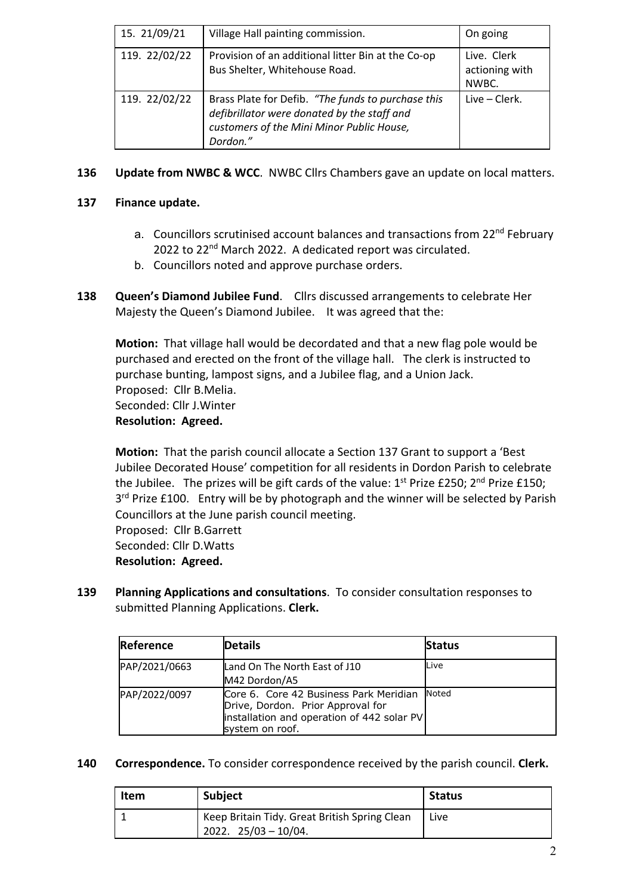| 15. 21/09/21 | Village Hall painting commission. | On going |
|---|---|---|
| 119. 22/02/22 | Provision of an additional litter Bin at the Co-op Bus Shelter, Whitehouse Road. | Live. Clerk actioning with NWBC. |
| 119. 22/02/22 | Brass Plate for Defib. *"The funds to purchase this defibrillator were donated by the staff and customers of the Mini Minor Public House, Dordon."* | Live – Clerk. |

**136 Update from NWBC & WCC**. NWBC Cllrs Chambers gave an update on local matters.

**137 Finance update.**

a. Councillors scrutinised account balances and transactions from 22nd February 2022 to 22nd March 2022. A dedicated report was circulated.
b. Councillors noted and approve purchase orders.

**138 Queen's Diamond Jubilee Fund**. Cllrs discussed arrangements to celebrate Her Majesty the Queen's Diamond Jubilee. It was agreed that the:

**Motion:** That village hall would be decordated and that a new flag pole would be purchased and erected on the front of the village hall. The clerk is instructed to purchase bunting, lampost signs, and a Jubilee flag, and a Union Jack.
Proposed: Cllr B.Melia.
Seconded: Cllr J.Winter
**Resolution: Agreed.**

**Motion:** That the parish council allocate a Section 137 Grant to support a 'Best Jubilee Decorated House' competition for all residents in Dordon Parish to celebrate the Jubilee. The prizes will be gift cards of the value: 1st Prize £250; 2nd Prize £150; 3rd Prize £100. Entry will be by photograph and the winner will be selected by Parish Councillors at the June parish council meeting.
Proposed: Cllr B.Garrett
Seconded: Cllr D.Watts
**Resolution: Agreed.**

**139 Planning Applications and consultations**. To consider consultation responses to submitted Planning Applications. **Clerk.**

| Reference | Details | Status |
|---|---|---|
| PAP/2021/0663 | Land On The North East of J10 M42 Dordon/A5 | Live |
| PAP/2022/0097 | Core 6. Core 42 Business Park Meridian Drive, Dordon. Prior Approval for installation and operation of 442 solar PV system on roof. | Noted |

**140 Correspondence.** To consider correspondence received by the parish council. **Clerk.**

| Item | Subject | Status |
|---|---|---|
| 1 | Keep Britain Tidy. Great British Spring Clean 2022. 25/03 – 10/04. | Live |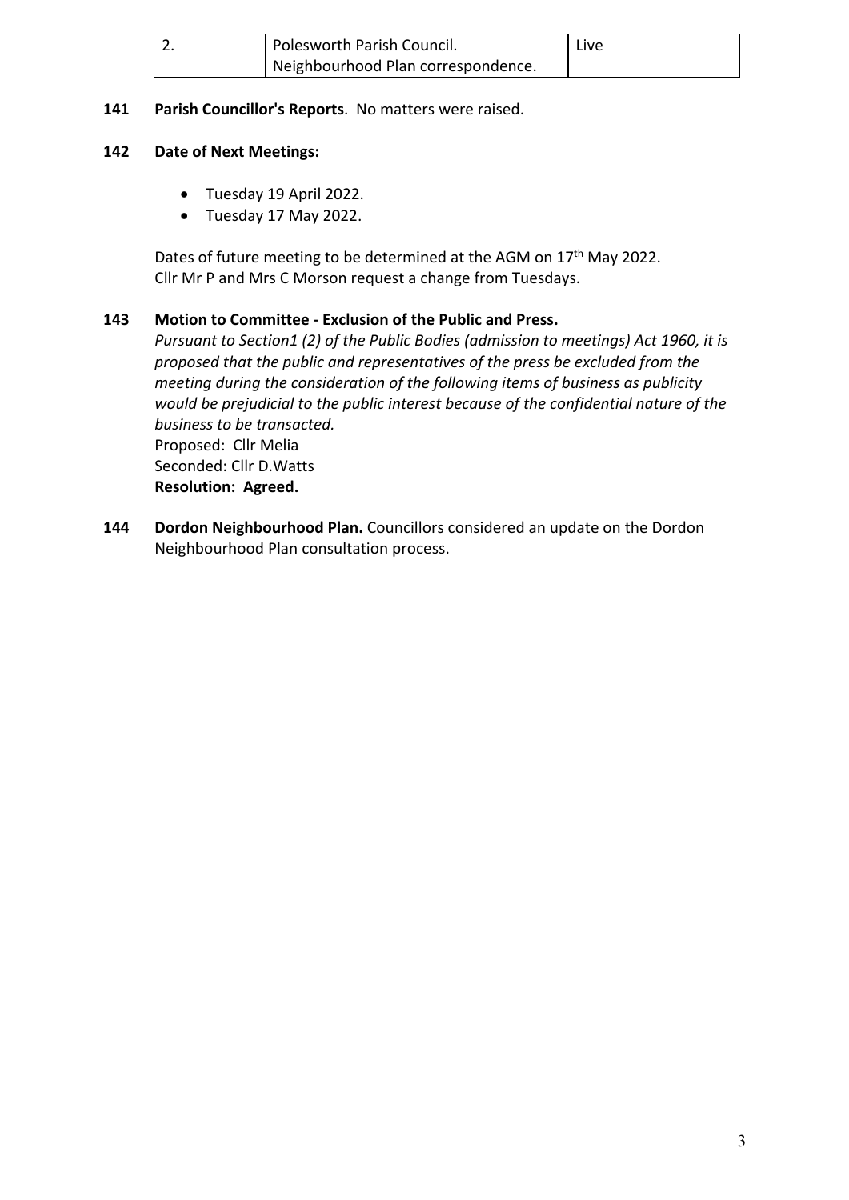| | | |
|---|---|---|
| 2. | Polesworth Parish Council. Neighbourhood Plan correspondence. | Live |

**141 Parish Councillor's Reports**. No matters were raised.

**142 Date of Next Meetings:**

- Tuesday 19 April 2022.
- Tuesday 17 May 2022.

Dates of future meeting to be determined at the AGM on 17th May 2022.
Cllr Mr P and Mrs C Morson request a change from Tuesdays.

**143 Motion to Committee - Exclusion of the Public and Press.**
*Pursuant to Section1 (2) of the Public Bodies (admission to meetings) Act 1960, it is proposed that the public and representatives of the press be excluded from the meeting during the consideration of the following items of business as publicity would be prejudicial to the public interest because of the confidential nature of the business to be transacted.*
Proposed: Cllr Melia
Seconded: Cllr D.Watts
**Resolution: Agreed.**

**144 Dordon Neighbourhood Plan.** Councillors considered an update on the Dordon Neighbourhood Plan consultation process.